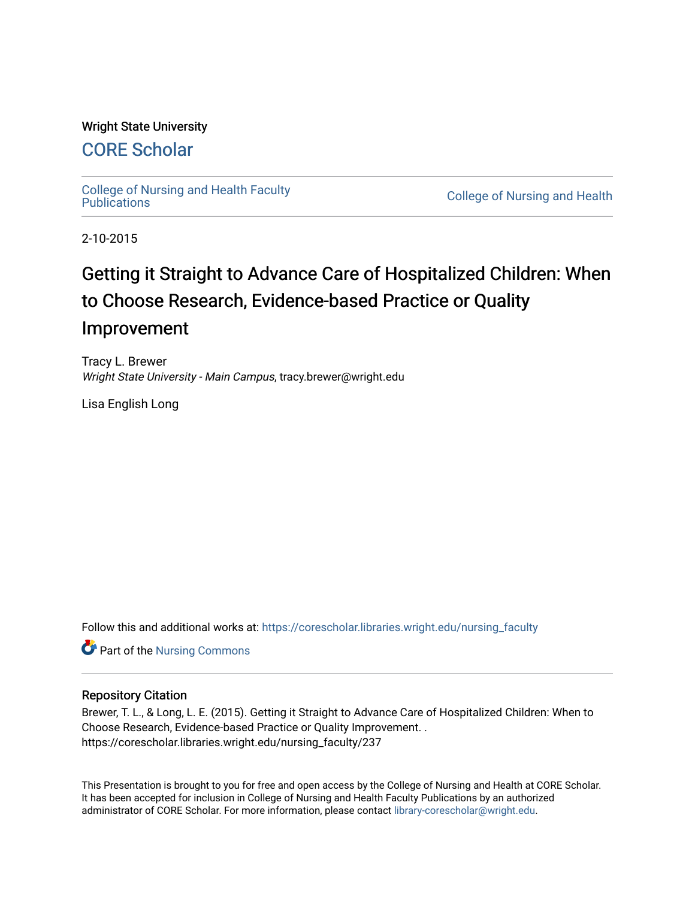Wright State University

## CORE Scholar

College of Nursing and Health Faculty Publications

College of Nursing and Health

2-10-2015

# Getting it Straight to Advance Care of Hospitalized Children: When to Choose Research, Evidence-based Practice or Quality Improvement

Tracy L. Brewer
*Wright State University - Main Campus*, tracy.brewer@wright.edu

Lisa English Long

Follow this and additional works at: https://corescholar.libraries.wright.edu/nursing_faculty

Part of the Nursing Commons

### Repository Citation

Brewer, T. L., & Long, L. E. (2015). Getting it Straight to Advance Care of Hospitalized Children: When to Choose Research, Evidence-based Practice or Quality Improvement. . https://corescholar.libraries.wright.edu/nursing_faculty/237

This Presentation is brought to you for free and open access by the College of Nursing and Health at CORE Scholar. It has been accepted for inclusion in College of Nursing and Health Faculty Publications by an authorized administrator of CORE Scholar. For more information, please contact library-corescholar@wright.edu.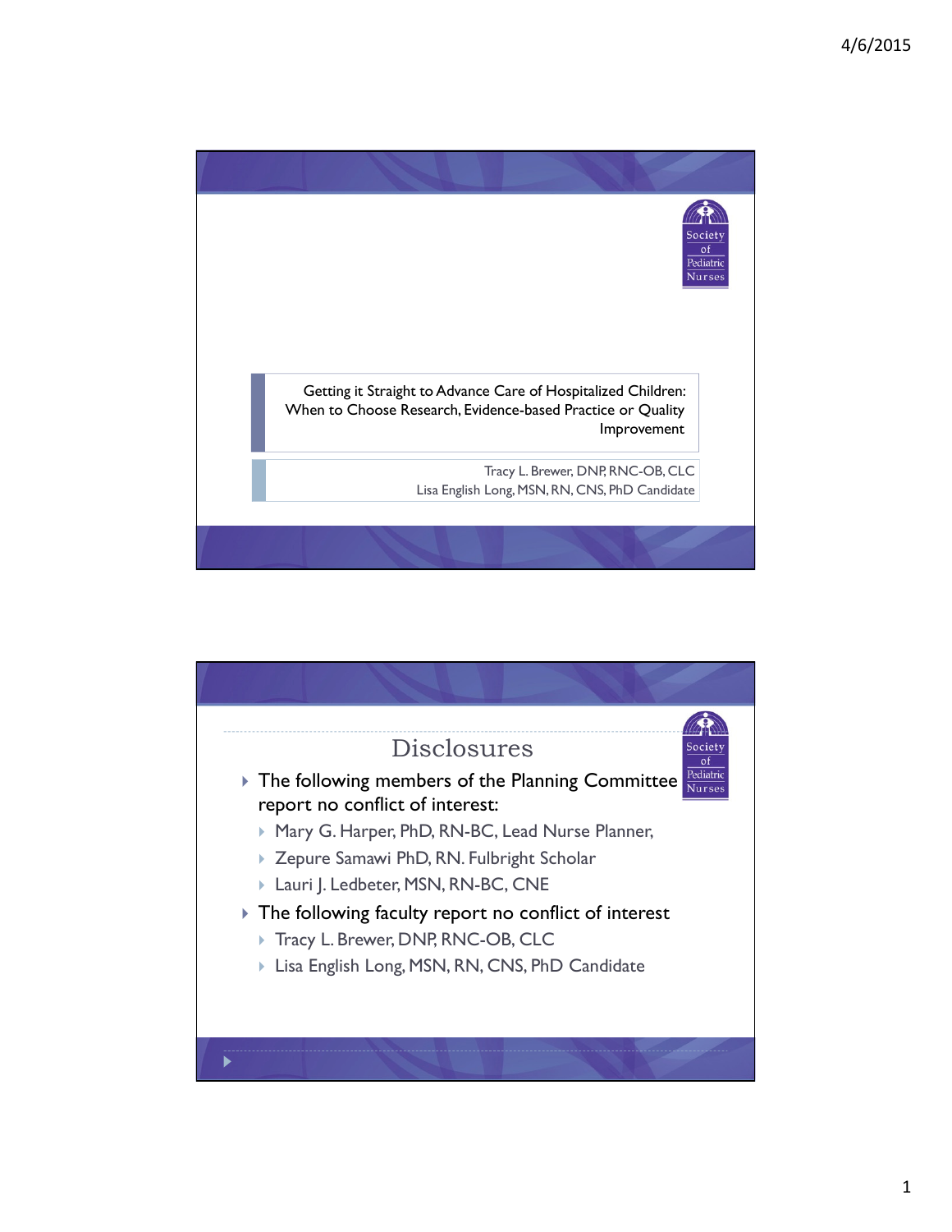Getting it Straight to Advance Care of Hospitalized Children: When to Choose Research, Evidence-based Practice or Quality Improvement

Tracy L. Brewer, DNP, RNC-OB, CLC
Lisa English Long, MSN, RN, CNS, PhD Candidate

## Disclosures

- The following members of the Planning Committee report no conflict of interest:
  - Mary G. Harper, PhD, RN-BC, Lead Nurse Planner,
  - Zepure Samawi PhD, RN. Fulbright Scholar
  - Lauri J. Ledbeter, MSN, RN-BC, CNE
- The following faculty report no conflict of interest
  - Tracy L. Brewer, DNP, RNC-OB, CLC
  - Lisa English Long, MSN, RN, CNS, PhD Candidate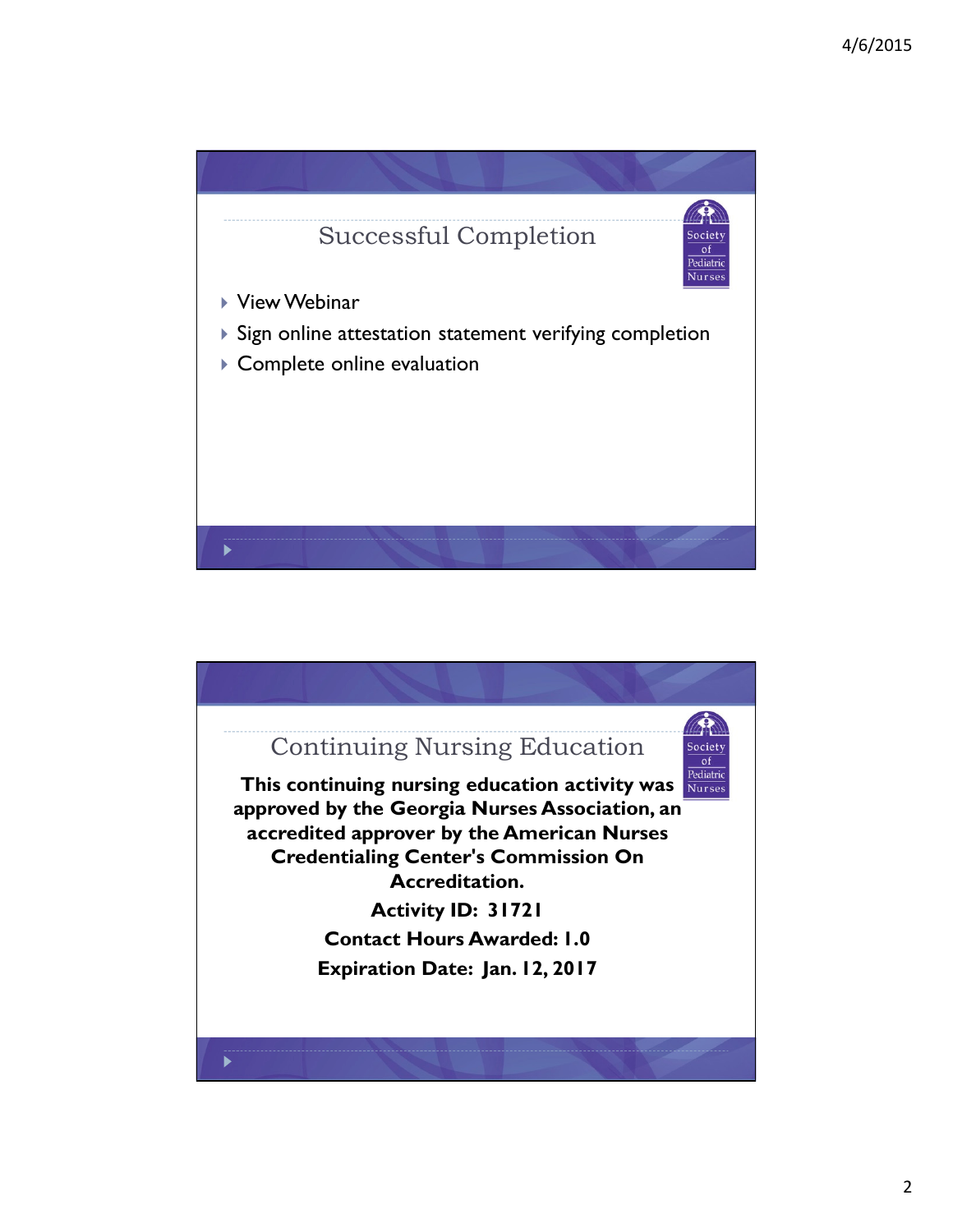## Successful Completion

- View Webinar
- Sign online attestation statement verifying completion
- Complete online evaluation

## Continuing Nursing Education

**This continuing nursing education activity was approved by the Georgia Nurses Association, an accredited approver by the American Nurses Credentialing Center's Commission On Accreditation.**

**Activity ID: 31721**

**Contact Hours Awarded: 1.0**

**Expiration Date: Jan. 12, 2017**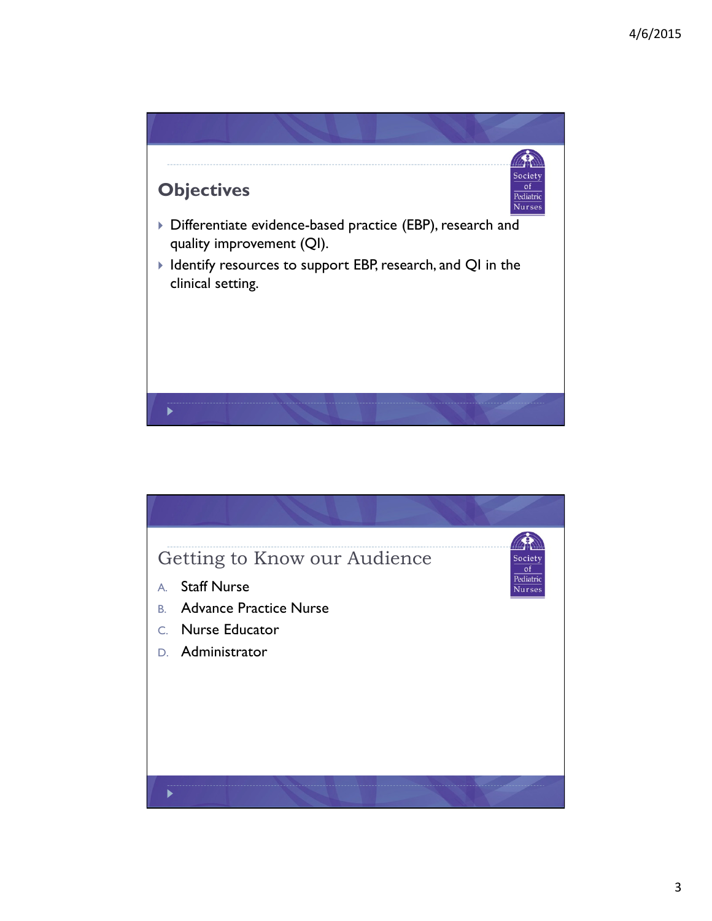## Objectives

- Differentiate evidence-based practice (EBP), research and quality improvement (QI).
- Identify resources to support EBP, research, and QI in the clinical setting.

## Getting to Know our Audience

A. Staff Nurse
B. Advance Practice Nurse
C. Nurse Educator
D. Administrator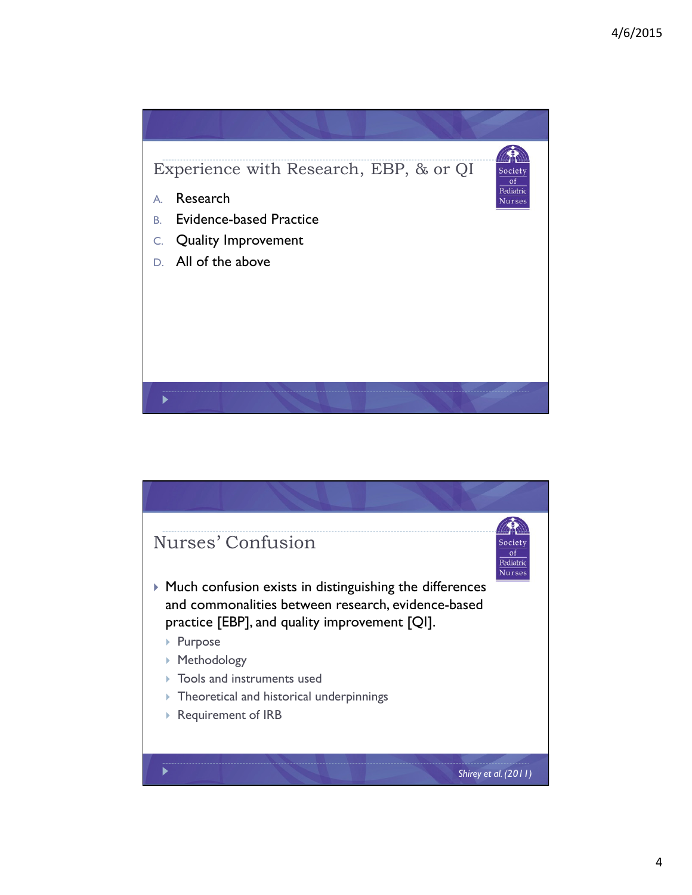## Experience with Research, EBP, & or QI

A. Research
B. Evidence-based Practice
C. Quality Improvement
D. All of the above

## Nurses' Confusion

- Much confusion exists in distinguishing the differences and commonalities between research, evidence-based practice [EBP], and quality improvement [QI].
  - Purpose
  - Methodology
  - Tools and instruments used
  - Theoretical and historical underpinnings
  - Requirement of IRB

*Shirey et al. (2011)*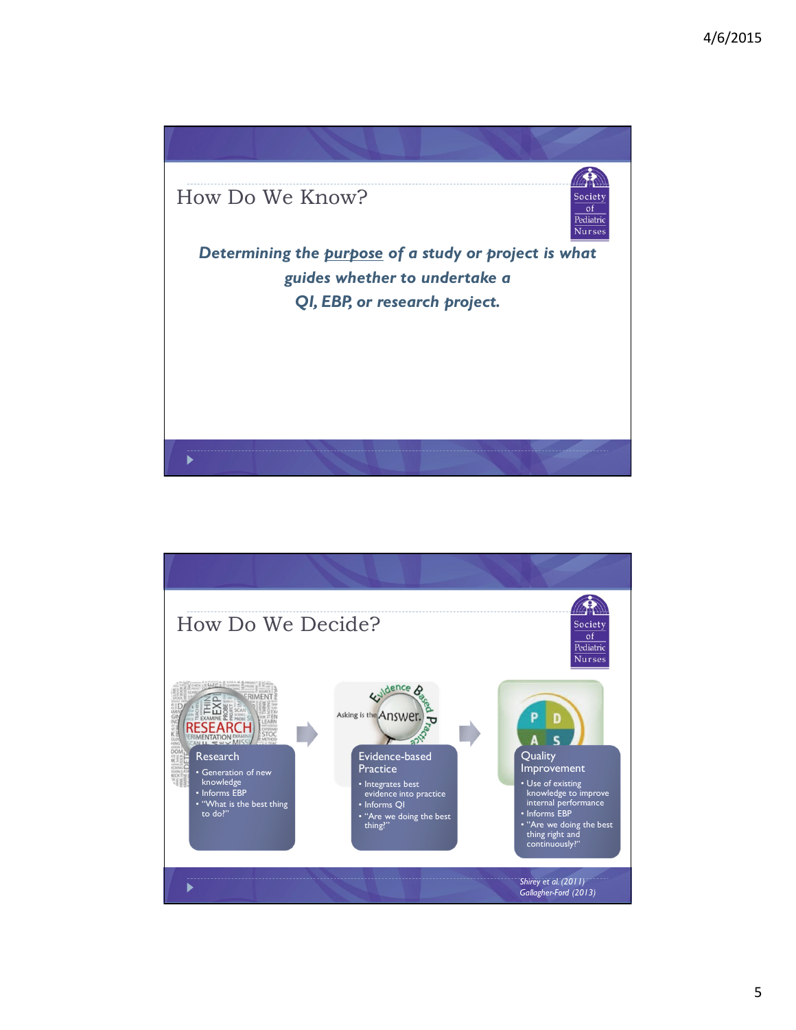## How Do We Know?

***Determining the purpose of a study or project is what guides whether to undertake a QI, EBP, or research project.***

## How Do We Decide?

**Research**
- Generation of new knowledge
- Informs EBP
- "What is the best thing to do?"

**Evidence-based Practice**
- Integrates best evidence into practice
- Informs QI
- "Are we doing the best thing?"

**Quality Improvement**
- Use of existing knowledge to improve internal performance
- Informs EBP
- "Are we doing the best thing right and continuously?"

*Shirey et al. (2011)*
*Gallagher-Ford (2013)*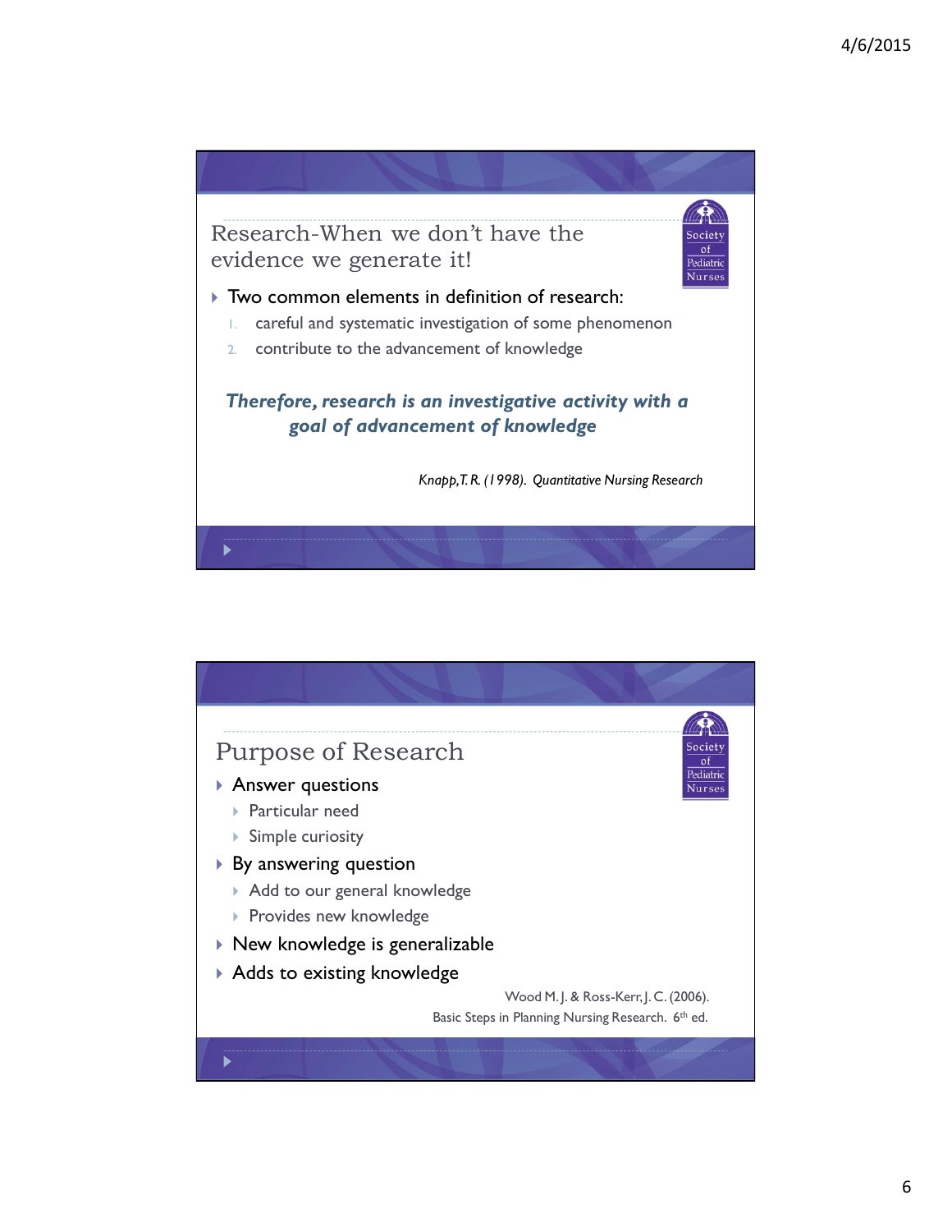## Research-When we don't have the evidence we generate it!

- Two common elements in definition of research:
  1. careful and systematic investigation of some phenomenon
  2. contribute to the advancement of knowledge

***Therefore, research is an investigative activity with a goal of advancement of knowledge***

*Knapp,T. R. (1998). Quantitative Nursing Research*

## Purpose of Research

- Answer questions
  - Particular need
  - Simple curiosity
- By answering question
  - Add to our general knowledge
  - Provides new knowledge
- New knowledge is generalizable
- Adds to existing knowledge

Wood M. J. & Ross-Kerr, J. C. (2006). Basic Steps in Planning Nursing Research. 6th ed.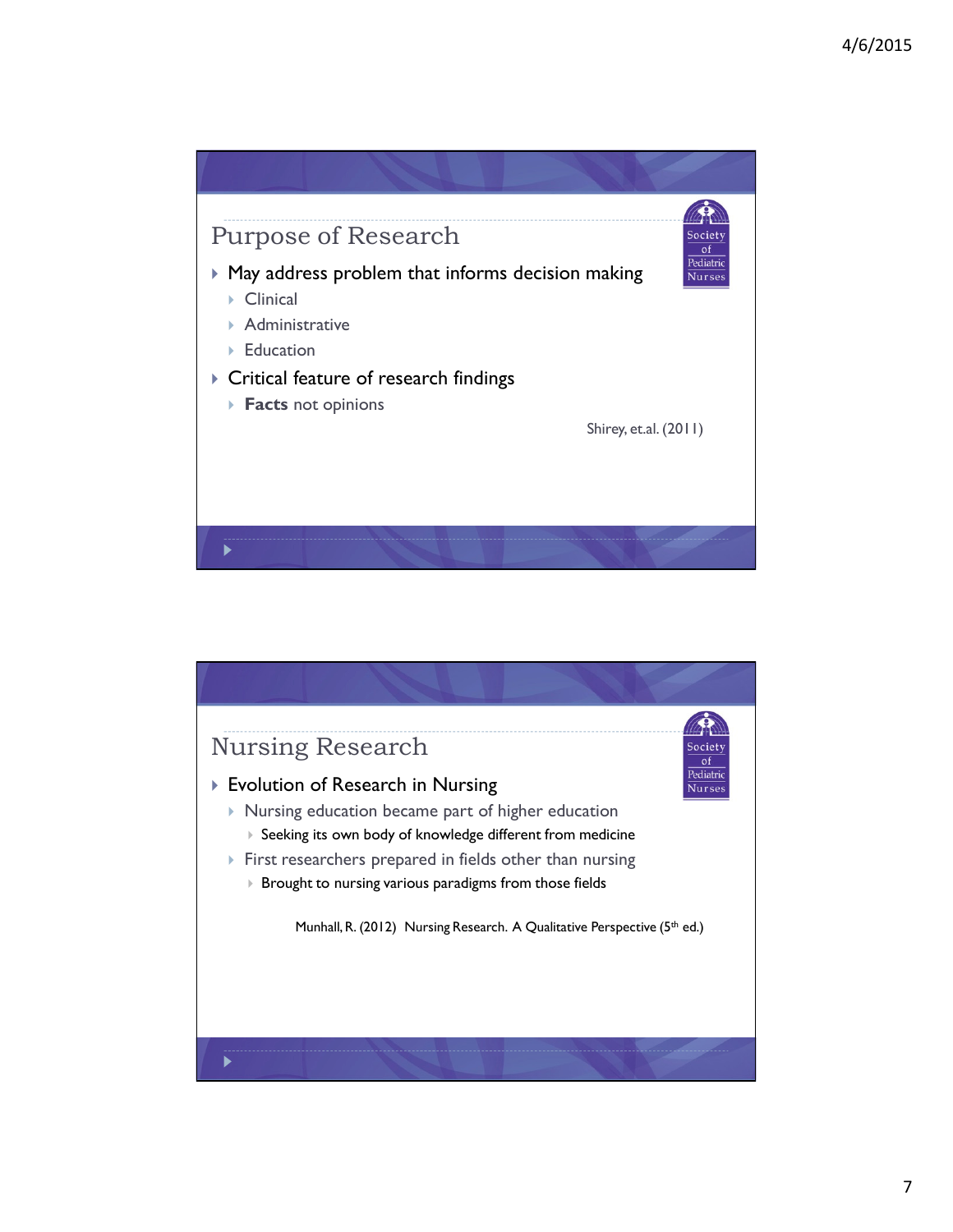## Purpose of Research

- May address problem that informs decision making
  - Clinical
  - Administrative
  - Education
- Critical feature of research findings
  - **Facts** not opinions

Shirey, et.al. (2011)

## Nursing Research

- Evolution of Research in Nursing
  - Nursing education became part of higher education
    - Seeking its own body of knowledge different from medicine
  - First researchers prepared in fields other than nursing
    - Brought to nursing various paradigms from those fields

Munhall, R. (2012) Nursing Research. A Qualitative Perspective (5th ed.)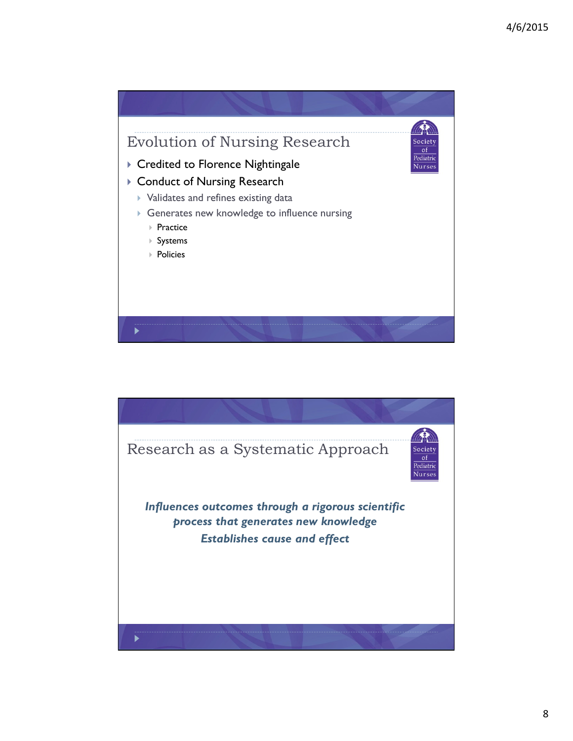## Evolution of Nursing Research

- Credited to Florence Nightingale
- Conduct of Nursing Research
  - Validates and refines existing data
  - Generates new knowledge to influence nursing
    - Practice
    - Systems
    - Policies

## Research as a Systematic Approach

***Influences outcomes through a rigorous scientific process that generates new knowledge***

***Establishes cause and effect***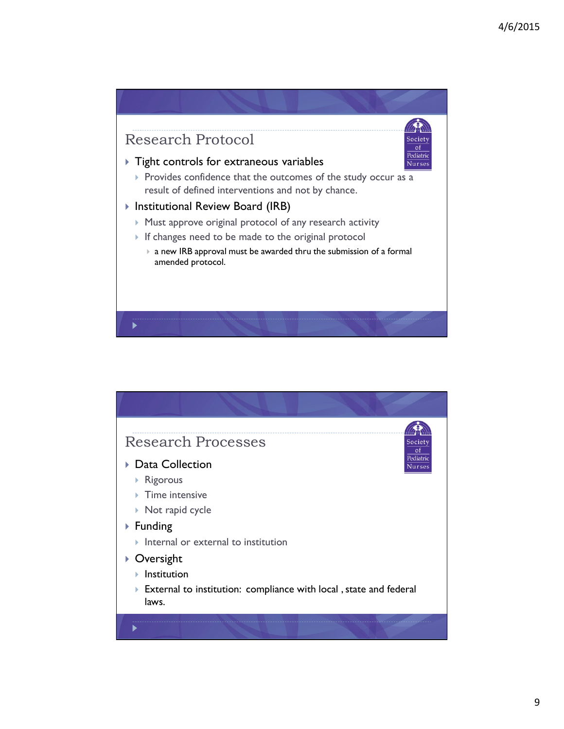## Research Protocol

- Tight controls for extraneous variables
  - Provides confidence that the outcomes of the study occur as a result of defined interventions and not by chance.
- Institutional Review Board (IRB)
  - Must approve original protocol of any research activity
  - If changes need to be made to the original protocol
    - a new IRB approval must be awarded thru the submission of a formal amended protocol.

## Research Processes

- Data Collection
  - Rigorous
  - Time intensive
  - Not rapid cycle
- Funding
  - Internal or external to institution
- Oversight
  - Institution
  - External to institution: compliance with local , state and federal laws.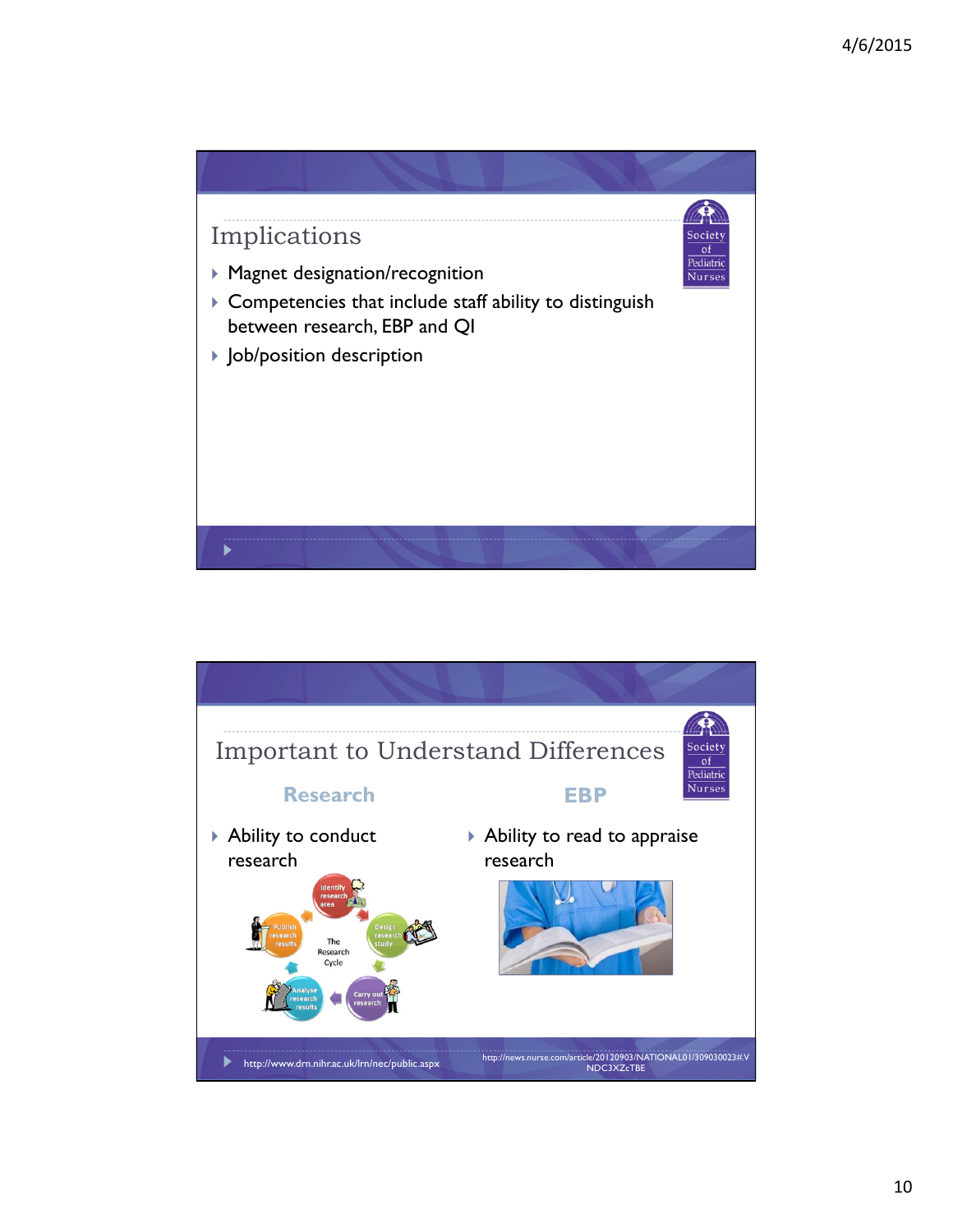## Implications

- Magnet designation/recognition
- Competencies that include staff ability to distinguish between research, EBP and QI
- Job/position description

## Important to Understand Differences

**Research**

- Ability to conduct research

**EBP**

- Ability to read to appraise research

http://www.drn.nihr.ac.uk/lrn/nec/public.aspx

http://news.nurse.com/article/20120903/NATIONAL01/309030023#.VNDC3XZcTBE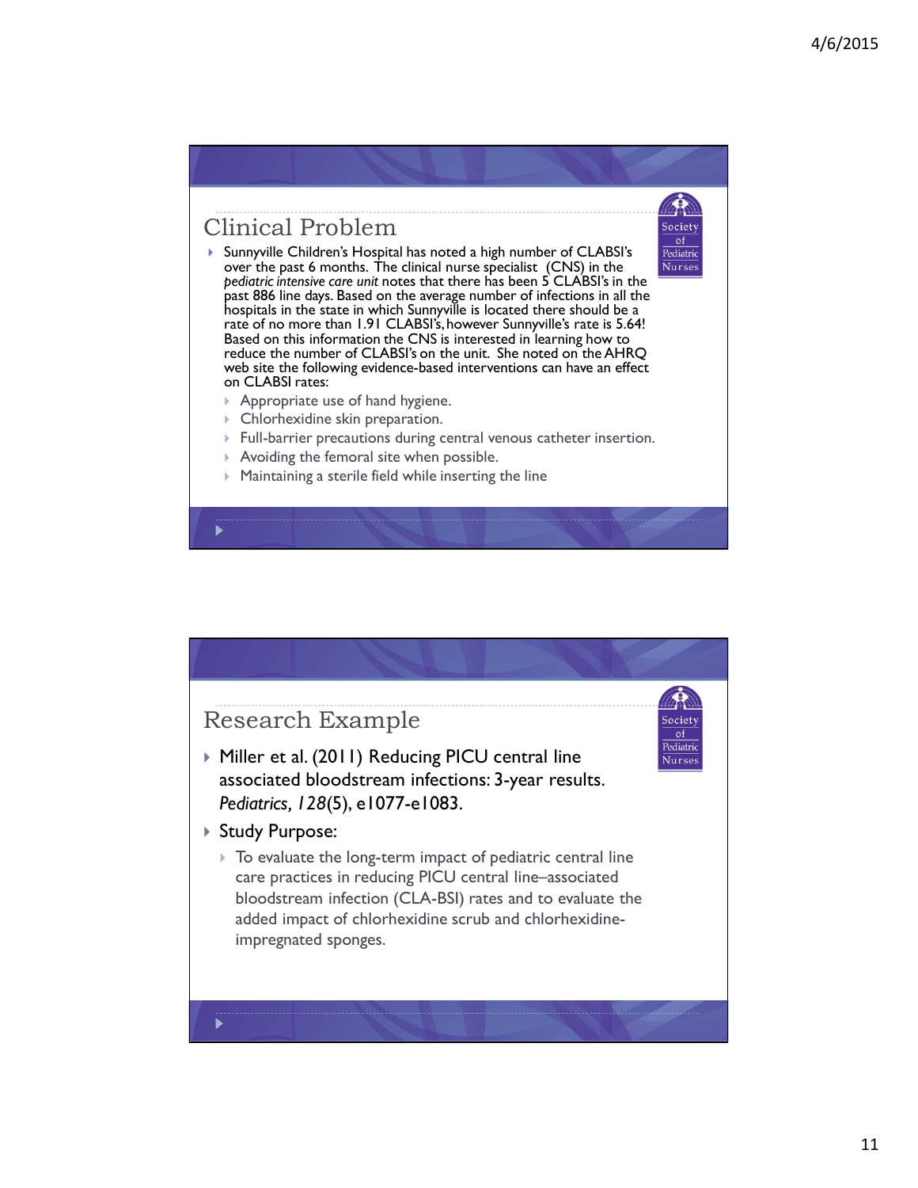## Clinical Problem

- Sunnyville Children's Hospital has noted a high number of CLABSI's over the past 6 months. The clinical nurse specialist (CNS) in the *pediatric intensive care unit* notes that there has been 5 CLABSI's in the past 886 line days. Based on the average number of infections in all the hospitals in the state in which Sunnyville is located there should be a rate of no more than 1.91 CLABSI's, however Sunnyville's rate is 5.64! Based on this information the CNS is interested in learning how to reduce the number of CLABSI's on the unit. She noted on the AHRQ web site the following evidence-based interventions can have an effect on CLABSI rates:
  - Appropriate use of hand hygiene.
  - Chlorhexidine skin preparation.
  - Full-barrier precautions during central venous catheter insertion.
  - Avoiding the femoral site when possible.
  - Maintaining a sterile field while inserting the line

## Research Example

- Miller et al. (2011) Reducing PICU central line associated bloodstream infections: 3-year results. *Pediatrics, 128*(5), e1077-e1083.
- Study Purpose:
  - To evaluate the long-term impact of pediatric central line care practices in reducing PICU central line–associated bloodstream infection (CLA-BSI) rates and to evaluate the added impact of chlorhexidine scrub and chlorhexidine-impregnated sponges.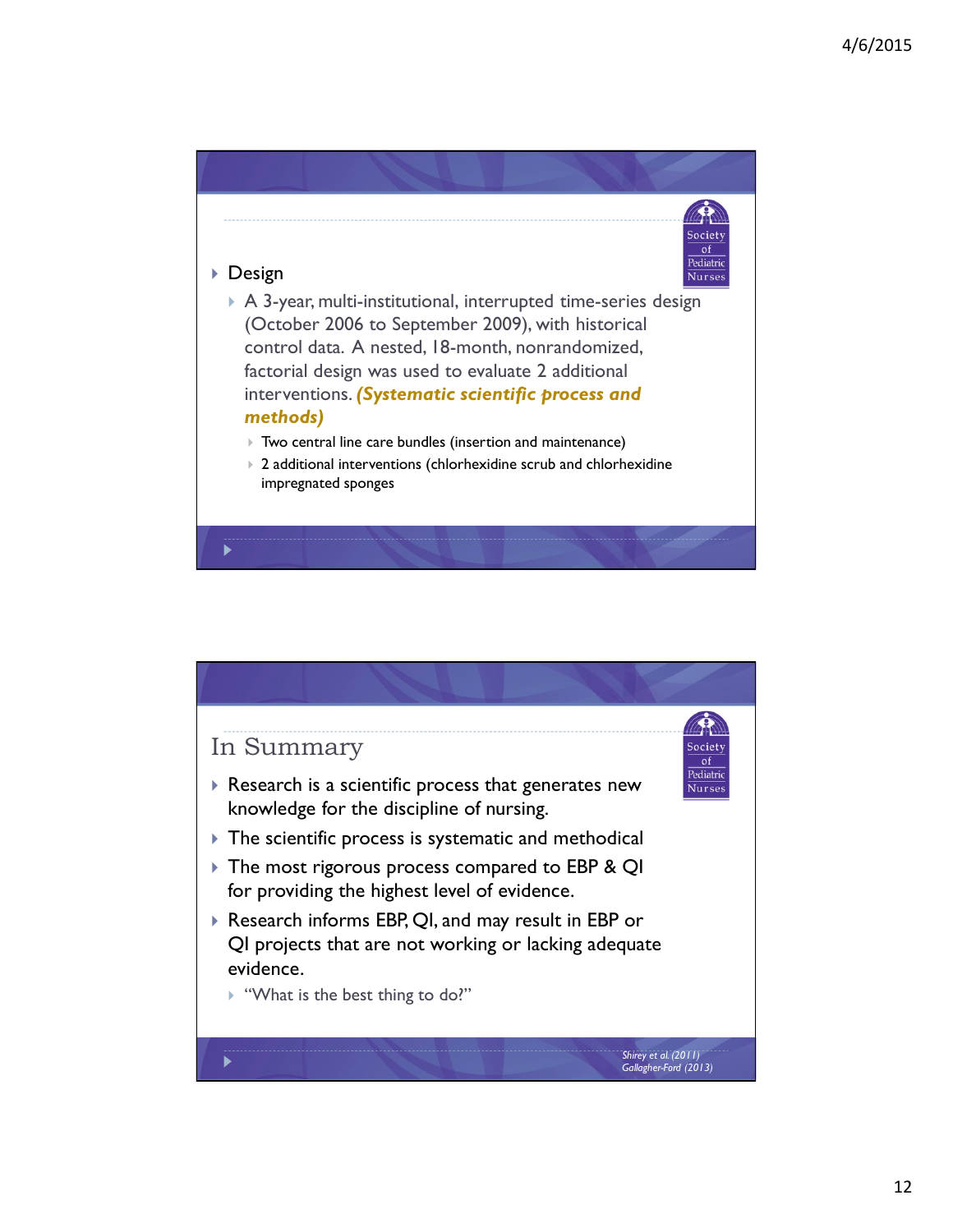- Design
  - A 3-year, multi-institutional, interrupted time-series design (October 2006 to September 2009), with historical control data. A nested, 18-month, nonrandomized, factorial design was used to evaluate 2 additional interventions. ***(Systematic scientific process and methods)***
    - Two central line care bundles (insertion and maintenance)
    - 2 additional interventions (chlorhexidine scrub and chlorhexidine impregnated sponges

## In Summary

- Research is a scientific process that generates new knowledge for the discipline of nursing.
- The scientific process is systematic and methodical
- The most rigorous process compared to EBP & QI for providing the highest level of evidence.
- Research informs EBP, QI, and may result in EBP or QI projects that are not working or lacking adequate evidence.
  - "What is the best thing to do?"

*Shirey et al. (2011)*
*Gallagher-Ford (2013)*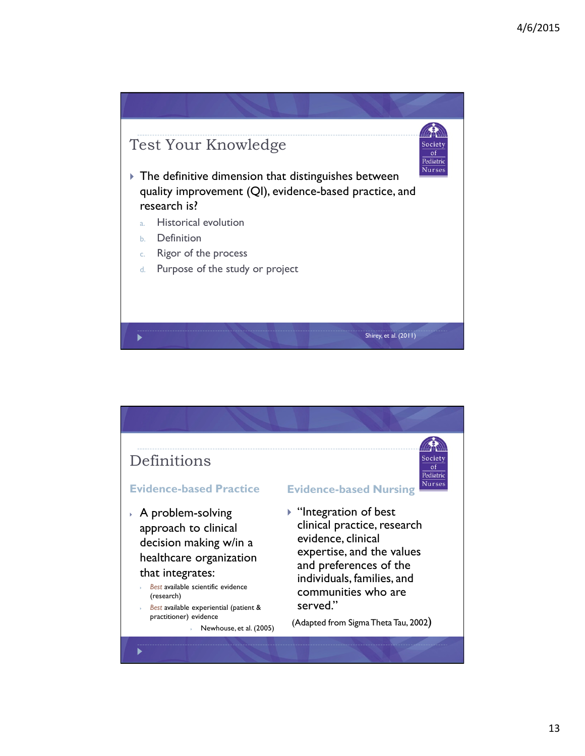## Test Your Knowledge

- The definitive dimension that distinguishes between quality improvement (QI), evidence-based practice, and research is?
  a. Historical evolution
  b. Definition
  c. Rigor of the process
  d. Purpose of the study or project

Shirey, et al. (2011)

## Definitions

### Evidence-based Practice

- A problem-solving approach to clinical decision making w/in a healthcare organization that integrates:
  - *Best* available scientific evidence (research)
  - *Best* available experiential (patient & practitioner) evidence
    - Newhouse, et al. (2005)

### Evidence-based Nursing

- "Integration of best clinical practice, research evidence, clinical expertise, and the values and preferences of the individuals, families, and communities who are served."

(Adapted from Sigma Theta Tau, 2002)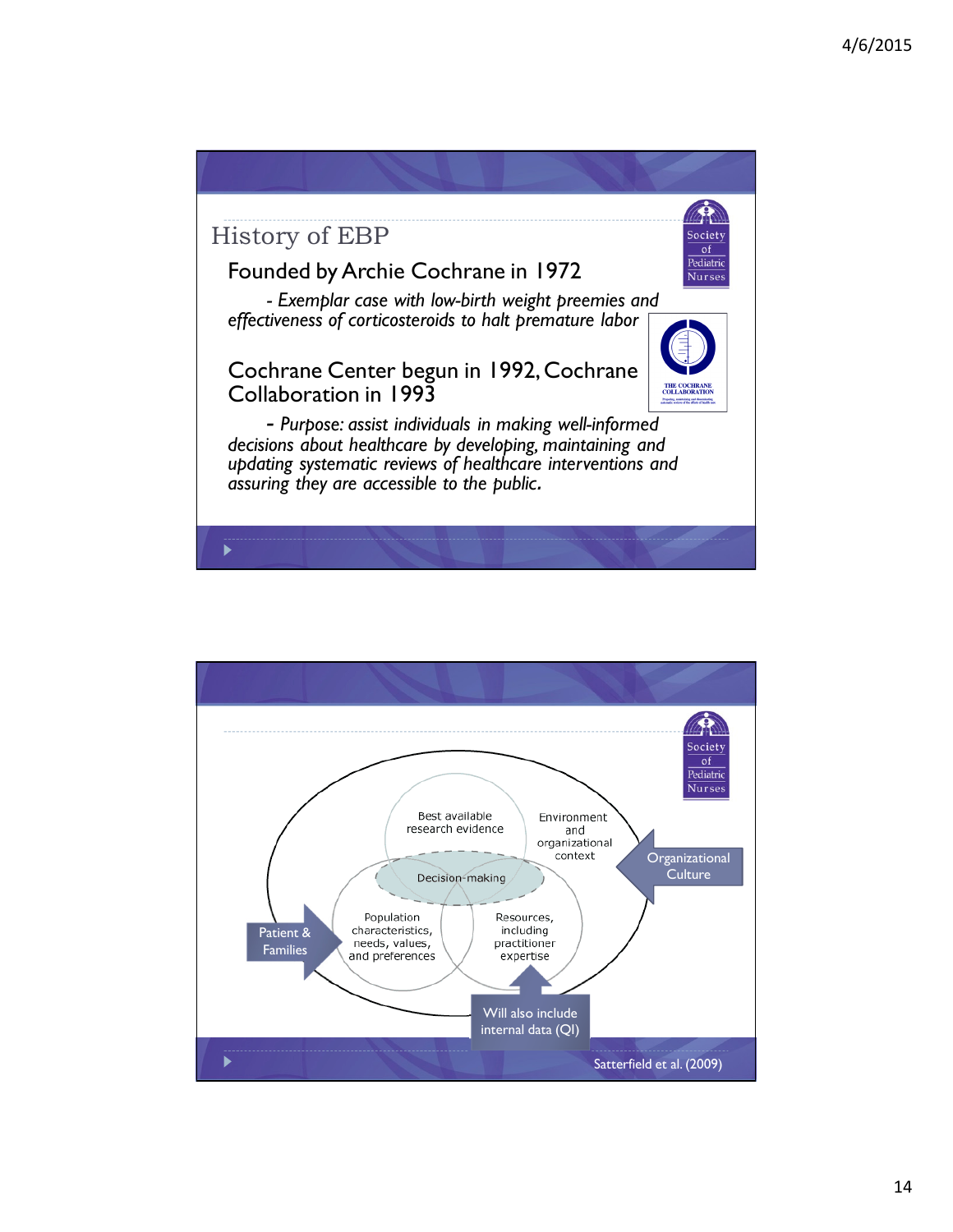## History of EBP

Founded by Archie Cochrane in 1972

*- Exemplar case with low-birth weight preemies and effectiveness of corticosteroids to halt premature labor*

Cochrane Center begun in 1992, Cochrane Collaboration in 1993

*- Purpose: assist individuals in making well-informed decisions about healthcare by developing, maintaining and updating systematic reviews of healthcare interventions and assuring they are accessible to the public.*

---

Best available research evidence

Environment and organizational context

Decision-making

Population characteristics, needs, values, and preferences

Resources, including practitioner expertise

Organizational Culture

Patient & Families

Will also include internal data (QI)

Satterfield et al. (2009)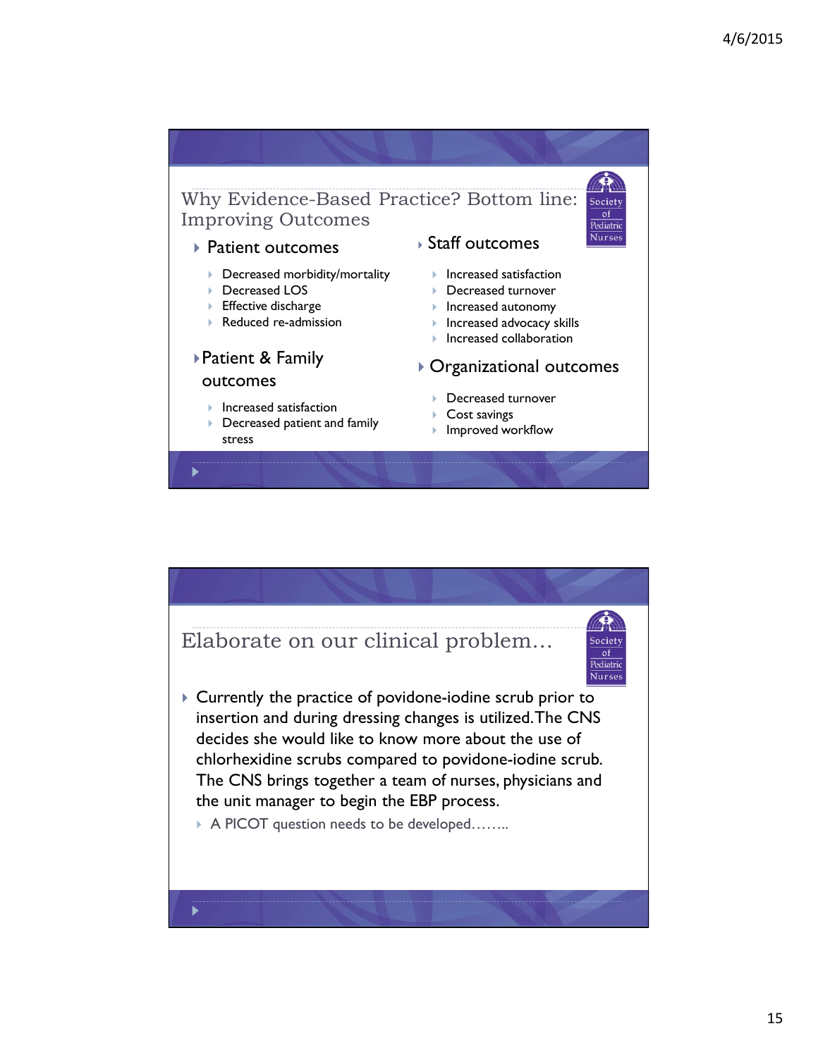## Why Evidence-Based Practice? Bottom line: Improving Outcomes

- Patient outcomes
  - Decreased morbidity/mortality
  - Decreased LOS
  - Effective discharge
  - Reduced re-admission
- Patient & Family outcomes
  - Increased satisfaction
  - Decreased patient and family stress
- Staff outcomes
  - Increased satisfaction
  - Decreased turnover
  - Increased autonomy
  - Increased advocacy skills
  - Increased collaboration
- Organizational outcomes
  - Decreased turnover
  - Cost savings
  - Improved workflow

## Elaborate on our clinical problem…

- Currently the practice of povidone-iodine scrub prior to insertion and during dressing changes is utilized. The CNS decides she would like to know more about the use of chlorhexidine scrubs compared to povidone-iodine scrub. The CNS brings together a team of nurses, physicians and the unit manager to begin the EBP process.
  - A PICOT question needs to be developed……..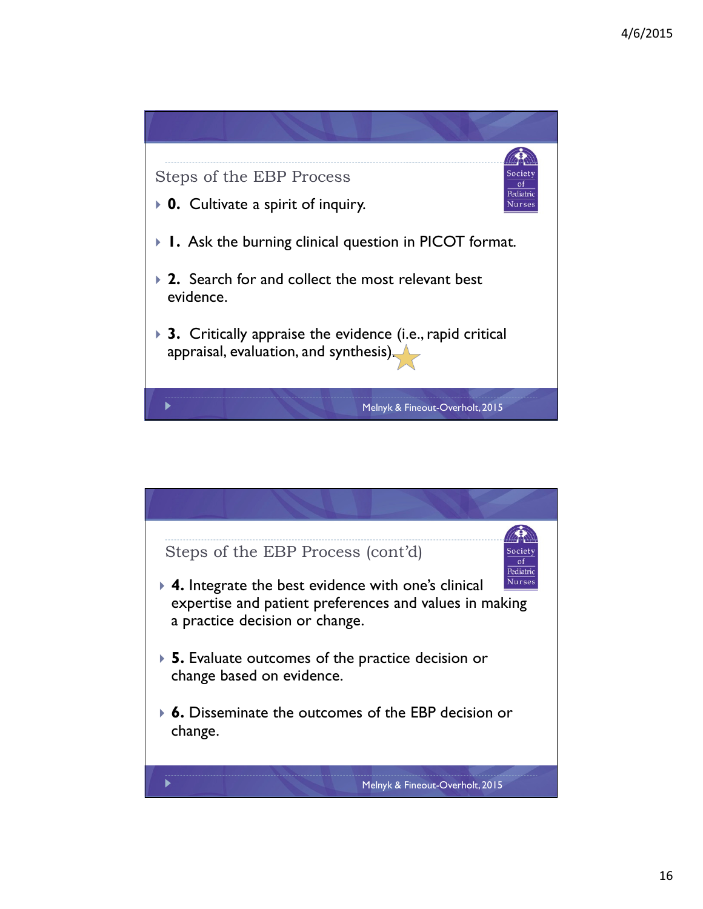## Steps of the EBP Process

- **0.** Cultivate a spirit of inquiry.
- **1.** Ask the burning clinical question in PICOT format.
- **2.** Search for and collect the most relevant best evidence.
- **3.** Critically appraise the evidence (i.e., rapid critical appraisal, evaluation, and synthesis).

Melnyk & Fineout-Overholt, 2015

## Steps of the EBP Process (cont'd)

- **4.** Integrate the best evidence with one's clinical expertise and patient preferences and values in making a practice decision or change.
- **5.** Evaluate outcomes of the practice decision or change based on evidence.
- **6.** Disseminate the outcomes of the EBP decision or change.

Melnyk & Fineout-Overholt, 2015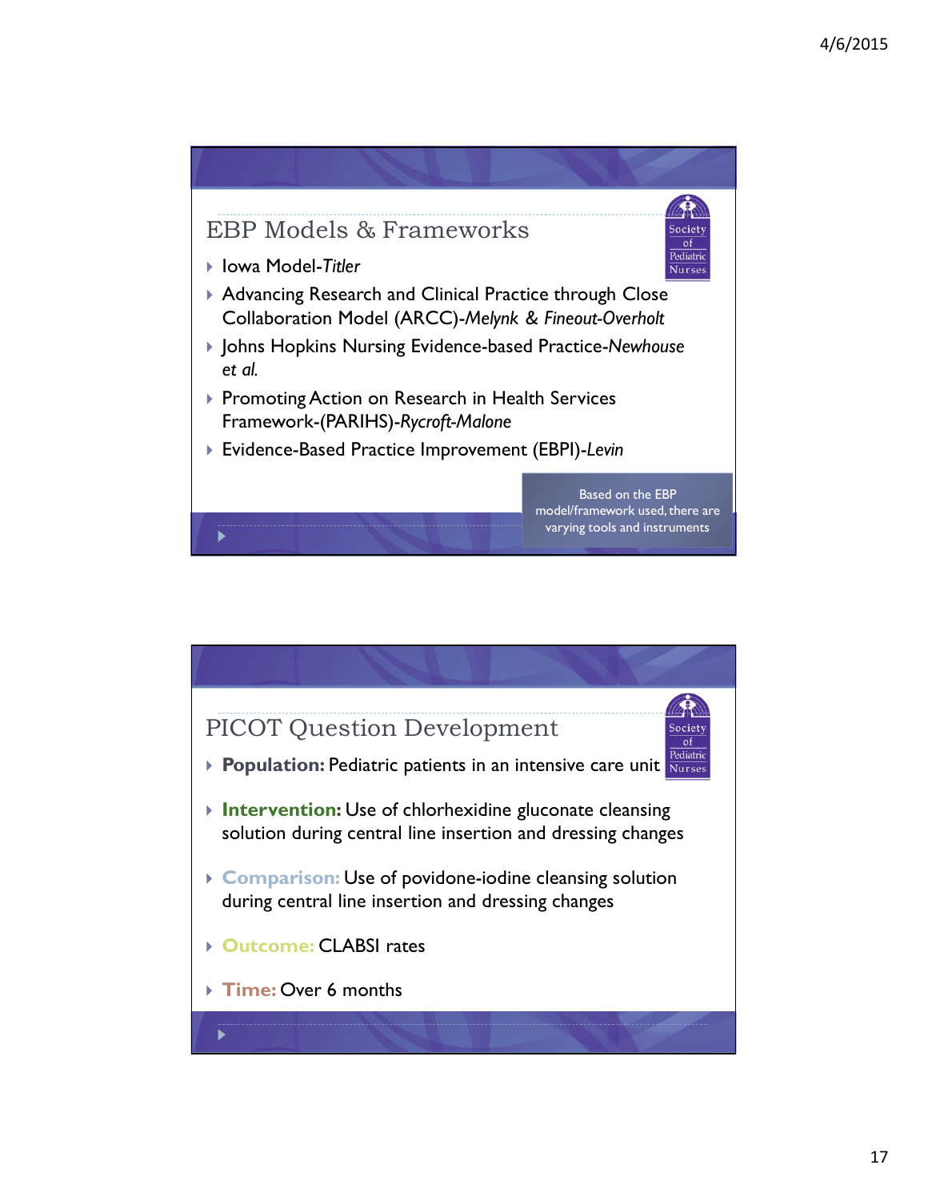## EBP Models & Frameworks

- Iowa Model-*Titler*
- Advancing Research and Clinical Practice through Close Collaboration Model (ARCC)-*Melynk & Fineout-Overholt*
- Johns Hopkins Nursing Evidence-based Practice-*Newhouse et al.*
- Promoting Action on Research in Health Services Framework-(PARIHS)-*Rycroft-Malone*
- Evidence-Based Practice Improvement (EBPI)-*Levin*

Based on the EBP model/framework used, there are varying tools and instruments

## PICOT Question Development

- **Population:** Pediatric patients in an intensive care unit
- **Intervention:** Use of chlorhexidine gluconate cleansing solution during central line insertion and dressing changes
- **Comparison:** Use of povidone-iodine cleansing solution during central line insertion and dressing changes
- **Outcome:** CLABSI rates
- **Time:** Over 6 months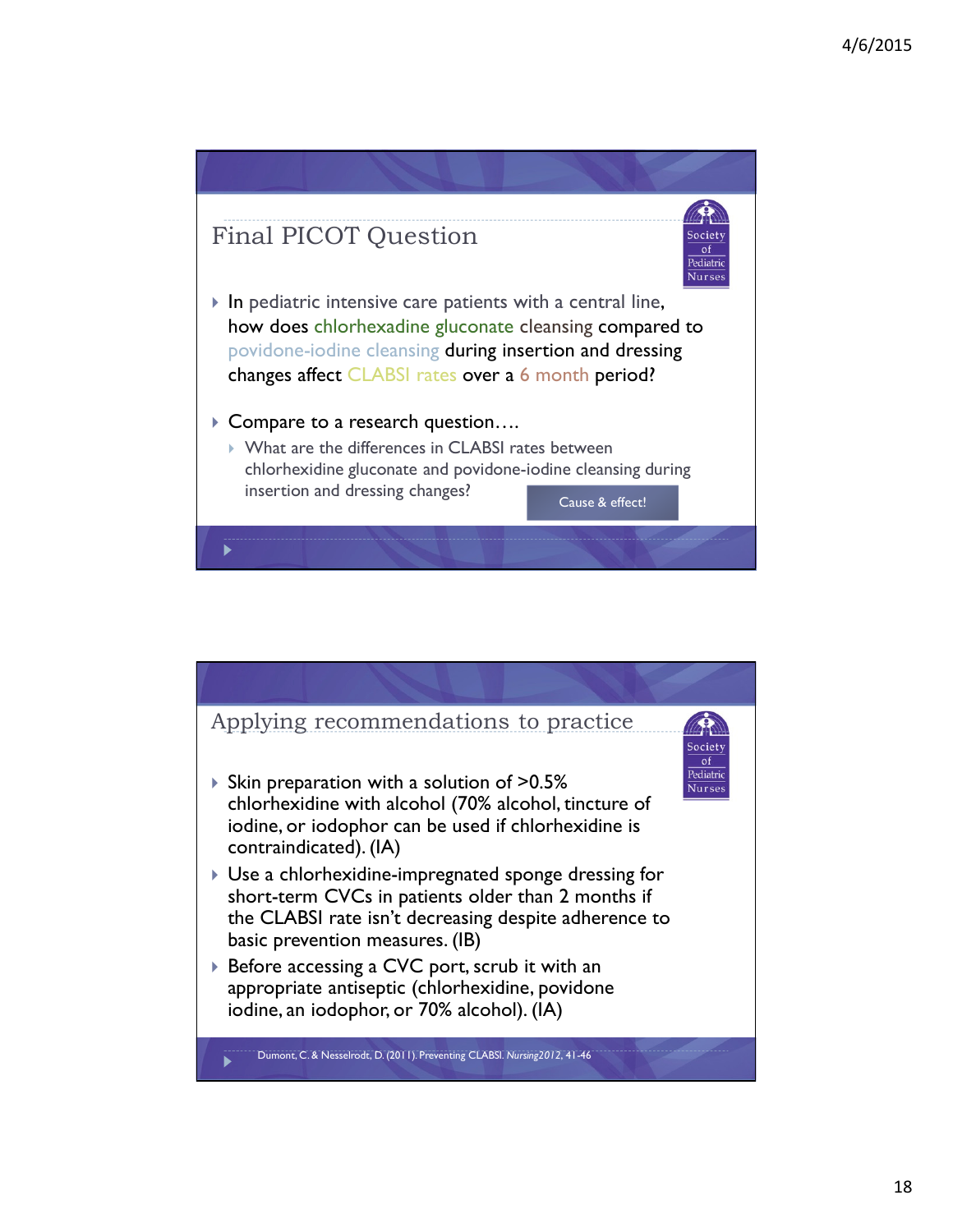## Final PICOT Question

- In pediatric intensive care patients with a central line, how does chlorhexadine gluconate cleansing compared to povidone-iodine cleansing during insertion and dressing changes affect CLABSI rates over a 6 month period?
- Compare to a research question….
  - What are the differences in CLABSI rates between chlorhexidine gluconate and povidone-iodine cleansing during insertion and dressing changes?

Cause & effect!

## Applying recommendations to practice

- Skin preparation with a solution of >0.5% chlorhexidine with alcohol (70% alcohol, tincture of iodine, or iodophor can be used if chlorhexidine is contraindicated). (IA)
- Use a chlorhexidine-impregnated sponge dressing for short-term CVCs in patients older than 2 months if the CLABSI rate isn't decreasing despite adherence to basic prevention measures. (IB)
- Before accessing a CVC port, scrub it with an appropriate antiseptic (chlorhexidine, povidone iodine, an iodophor, or 70% alcohol). (IA)

Dumont, C. & Nesselrodt, D. (2011). Preventing CLABSI. *Nursing2012*, 41-46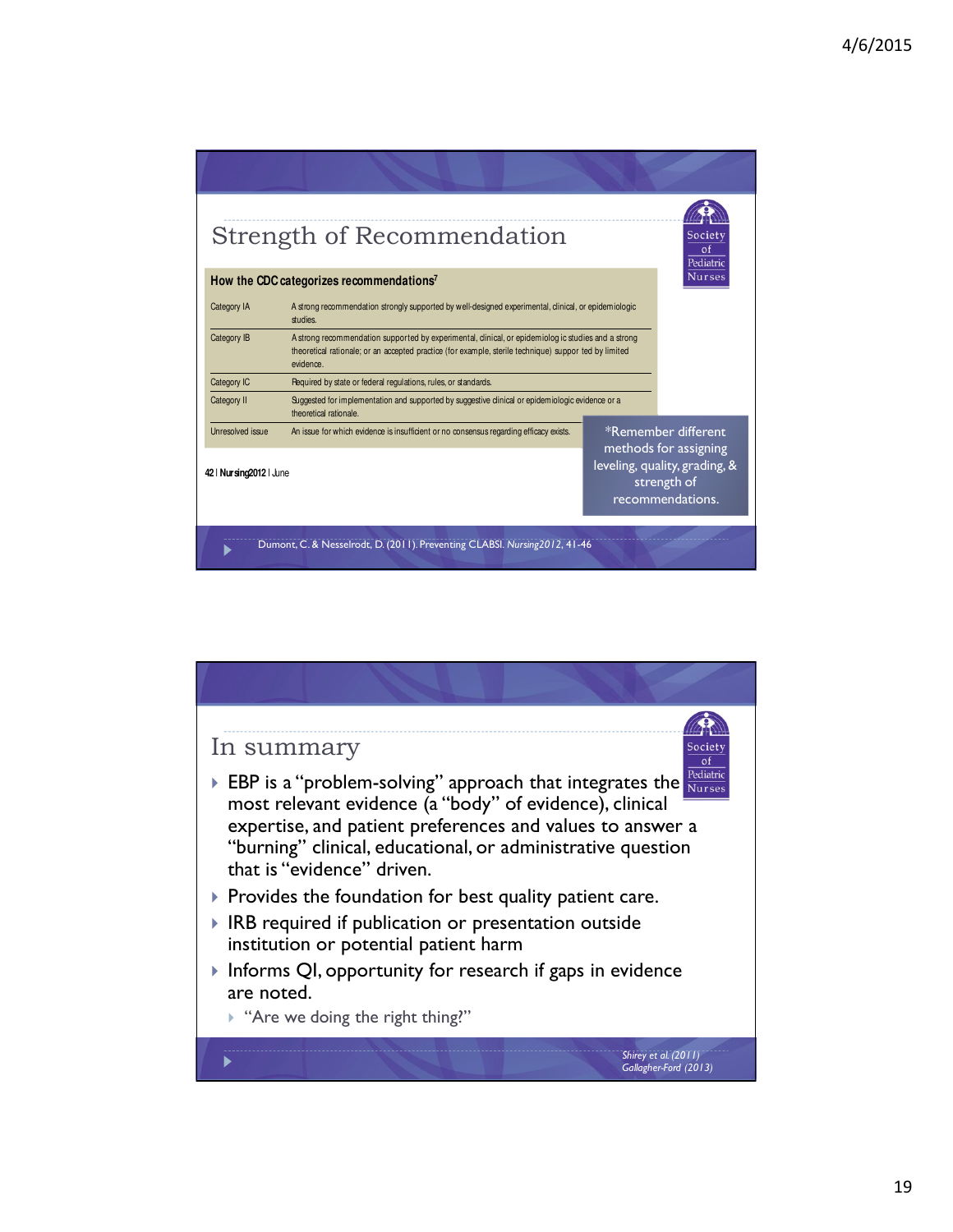## Strength of Recommendation

**How the CDC categorizes recommendations**[7]

| Category | Description |
|---|---|
| Category IA | A strong recommendation strongly supported by well-designed experimental, clinical, or epidemiologic studies. |
| Category IB | A strong recommendation supported by experimental, clinical, or epidemiologic studies and a strong theoretical rationale; or an accepted practice (for example, sterile technique) supported by limited evidence. |
| Category IC | Required by state or federal regulations, rules, or standards. |
| Category II | Suggested for implementation and supported by suggestive clinical or epidemiologic evidence or a theoretical rationale. |
| Unresolved issue | An issue for which evidence is insufficient or no consensus regarding efficacy exists. |

42 | **Nursing2012** | June

*Remember different methods for assigning leveling, quality, grading, & strength of recommendations.

Dumont, C. & Nesselrodt, D. (2011). Preventing CLABSI. *Nursing2012*, 41-46

## In summary

- EBP is a "problem-solving" approach that integrates the most relevant evidence (a "body" of evidence), clinical expertise, and patient preferences and values to answer a "burning" clinical, educational, or administrative question that is "evidence" driven.
- Provides the foundation for best quality patient care.
- IRB required if publication or presentation outside institution or potential patient harm
- Informs QI, opportunity for research if gaps in evidence are noted.
  - "Are we doing the right thing?"

*Shirey et al. (2011)*
*Gallagher-Ford (2013)*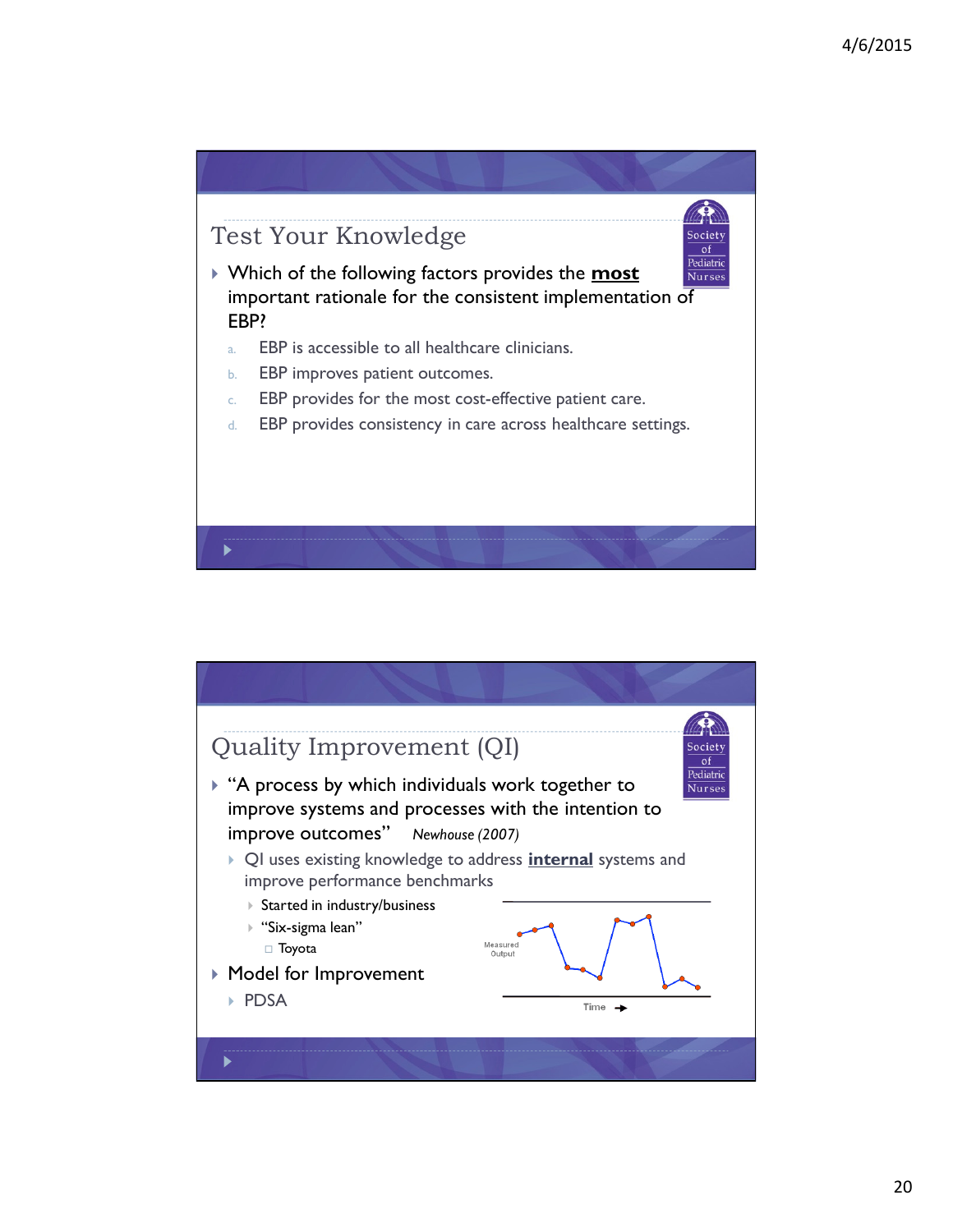## Test Your Knowledge

- Which of the following factors provides the **most** important rationale for the consistent implementation of EBP?
  a. EBP is accessible to all healthcare clinicians.
  b. EBP improves patient outcomes.
  c. EBP provides for the most cost-effective patient care.
  d. EBP provides consistency in care across healthcare settings.

## Quality Improvement (QI)

- "A process by which individuals work together to improve systems and processes with the intention to improve outcomes" *Newhouse (2007)*
  - QI uses existing knowledge to address **internal** systems and improve performance benchmarks
    - Started in industry/business
    - "Six-sigma lean"
      - Toyota
- Model for Improvement
  - PDSA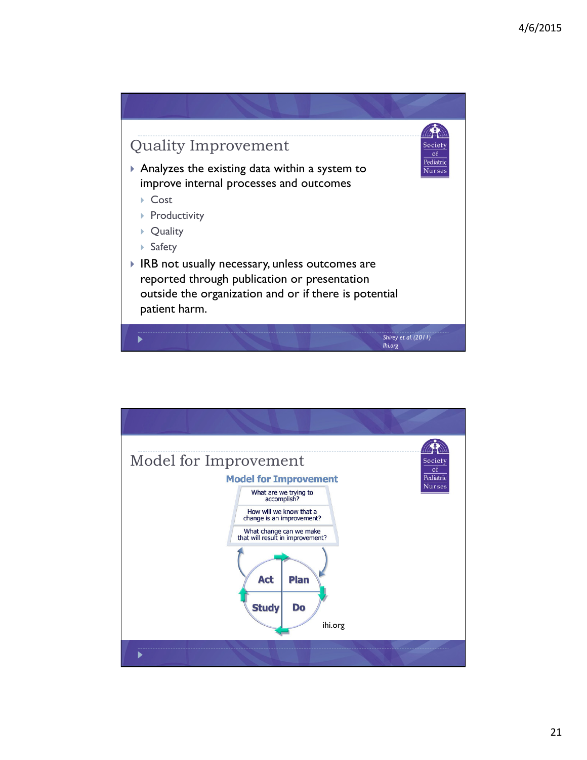## Quality Improvement

- Analyzes the existing data within a system to improve internal processes and outcomes
  - Cost
  - Productivity
  - Quality
  - Safety
- IRB not usually necessary, unless outcomes are reported through publication or presentation outside the organization and or if there is potential patient harm.

*Shirey et al. (2011)*
*Ihi.org*

## Model for Improvement

**Model for Improvement**

What are we trying to accomplish?

How will we know that a change is an improvement?

What change can we make that will result in improvement?

Act | Plan
Study | Do

ihi.org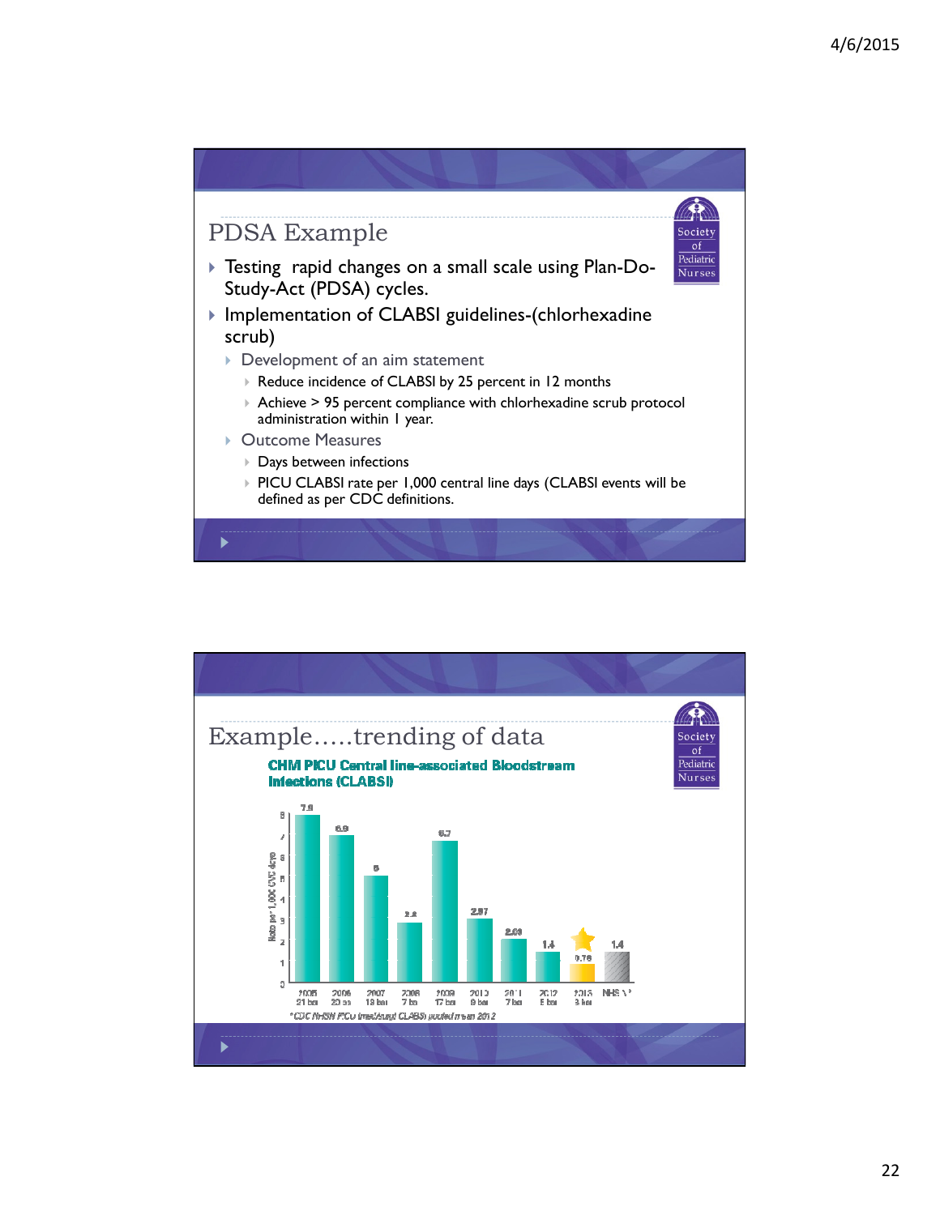## PDSA Example

- Testing rapid changes on a small scale using Plan-Do-Study-Act (PDSA) cycles.
- Implementation of CLABSI guidelines-(chlorhexadine scrub)
  - Development of an aim statement
    - Reduce incidence of CLABSI by 25 percent in 12 months
    - Achieve > 95 percent compliance with chlorhexadine scrub protocol administration within 1 year.
  - Outcome Measures
    - Days between infections
    - PICU CLABSI rate per 1,000 central line days (CLABSI events will be defined as per CDC definitions.

## Example…..trending of data

**CHM PICU Central line-associated Bloodstream Infections (CLABSI)**

| Year | Infections | Rate per 1,000 CVC days |
|---|---|---|
| 2005 | 21 bsi | 7.9 |
| 2006 | 20 bsi | 6.9 |
| 2007 | 18 bsi | 5 |
| 2008 | 7 bsi | 2.8 |
| 2009 | 17 bsi | 6.7 |
| 2010 | 9 bsi | 2.97 |
| 2011 | 7 bsi | 2.03 |
| 2012 | 5 bsi | 1.4 |
| 2013 | 3 bsi | 0.76 |
| NHSN* | | 1.4 |

*CDC NHSN PICU (med/surg) CLABSI pooled mean 2012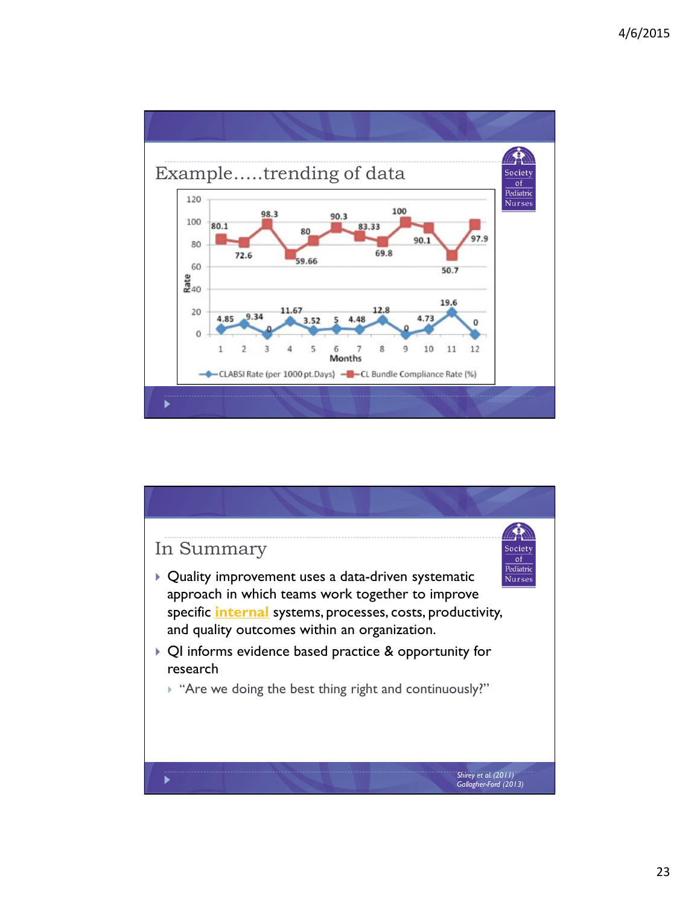## Example…..trending of data

| Months | 1 | 2 | 3 | 4 | 5 | 6 | 7 | 8 | 9 | 10 | 11 | 12 |
|---|---|---|---|---|---|---|---|---|---|---|---|---|
| CLABSI Rate (per 1000 pt.Days) | 4.85 | 9.34 | 0 | 11.67 | 3.52 | 5 | 4.48 | 12.8 | 0 | 4.73 | 19.6 | 0 |
| CL Bundle Compliance Rate (%) | 80.1 | 72.6 | 98.3 | 59.66 | 80 | 90.3 | 83.33 | 69.8 | 100 | 90.1 | 50.7 | 97.9 |

## In Summary

- Quality improvement uses a data-driven systematic approach in which teams work together to improve specific **internal** systems, processes, costs, productivity, and quality outcomes within an organization.
- QI informs evidence based practice & opportunity for research
  - "Are we doing the best thing right and continuously?"

*Shirey et al. (2011)*
*Gallagher-Ford (2013)*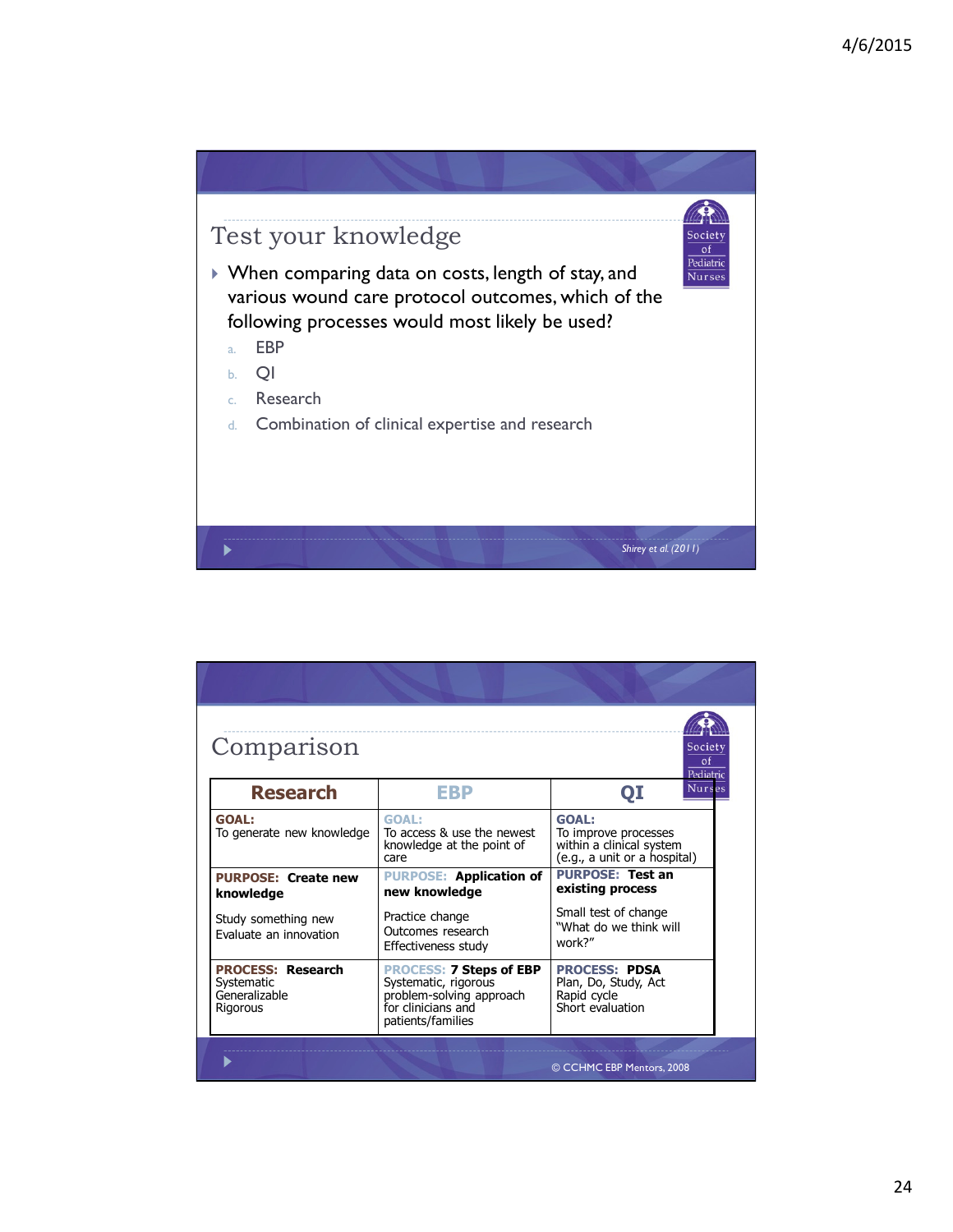## Test your knowledge

- When comparing data on costs, length of stay, and various wound care protocol outcomes, which of the following processes would most likely be used?
  a. EBP
  b. QI
  c. Research
  d. Combination of clinical expertise and research

*Shirey et al. (2011)*

## Comparison

| Research | EBP | QI |
|---|---|---|
| **GOAL:** To generate new knowledge | **GOAL:** To access & use the newest knowledge at the point of care | **GOAL:** To improve processes within a clinical system (e.g., a unit or a hospital) |
| **PURPOSE: Create new knowledge** Study something new Evaluate an innovation | **PURPOSE: Application of new knowledge** Practice change Outcomes research Effectiveness study | **PURPOSE: Test an existing process** Small test of change "What do we think will work?" |
| **PROCESS: Research** Systematic Generalizable Rigorous | **PROCESS: 7 Steps of EBP** Systematic, rigorous problem-solving approach for clinicians and patients/families | **PROCESS: PDSA** Plan, Do, Study, Act Rapid cycle Short evaluation |

© CCHMC EBP Mentors, 2008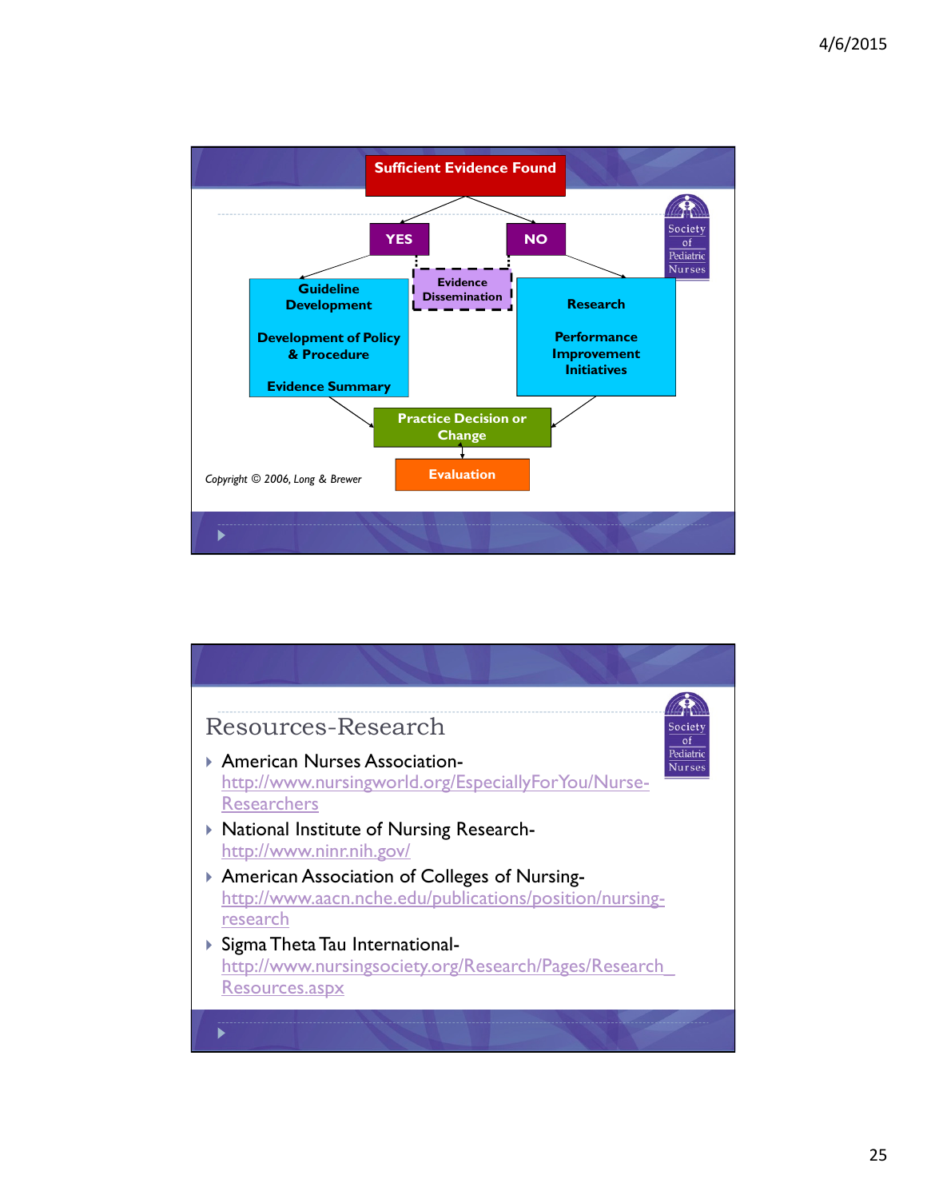**Sufficient Evidence Found**

**YES** → Guideline Development; Development of Policy & Procedure; Evidence Summary

**NO** → Research; Performance Improvement Initiatives

Evidence Dissemination

Practice Decision or Change

Evaluation

*Copyright © 2006, Long & Brewer*

## Resources-Research

- American Nurses Association- http://www.nursingworld.org/EspeciallyForYou/Nurse-Researchers
- National Institute of Nursing Research- http://www.ninr.nih.gov/
- American Association of Colleges of Nursing- http://www.aacn.nche.edu/publications/position/nursing-research
- Sigma Theta Tau International- http://www.nursingsociety.org/Research/Pages/Research_Resources.aspx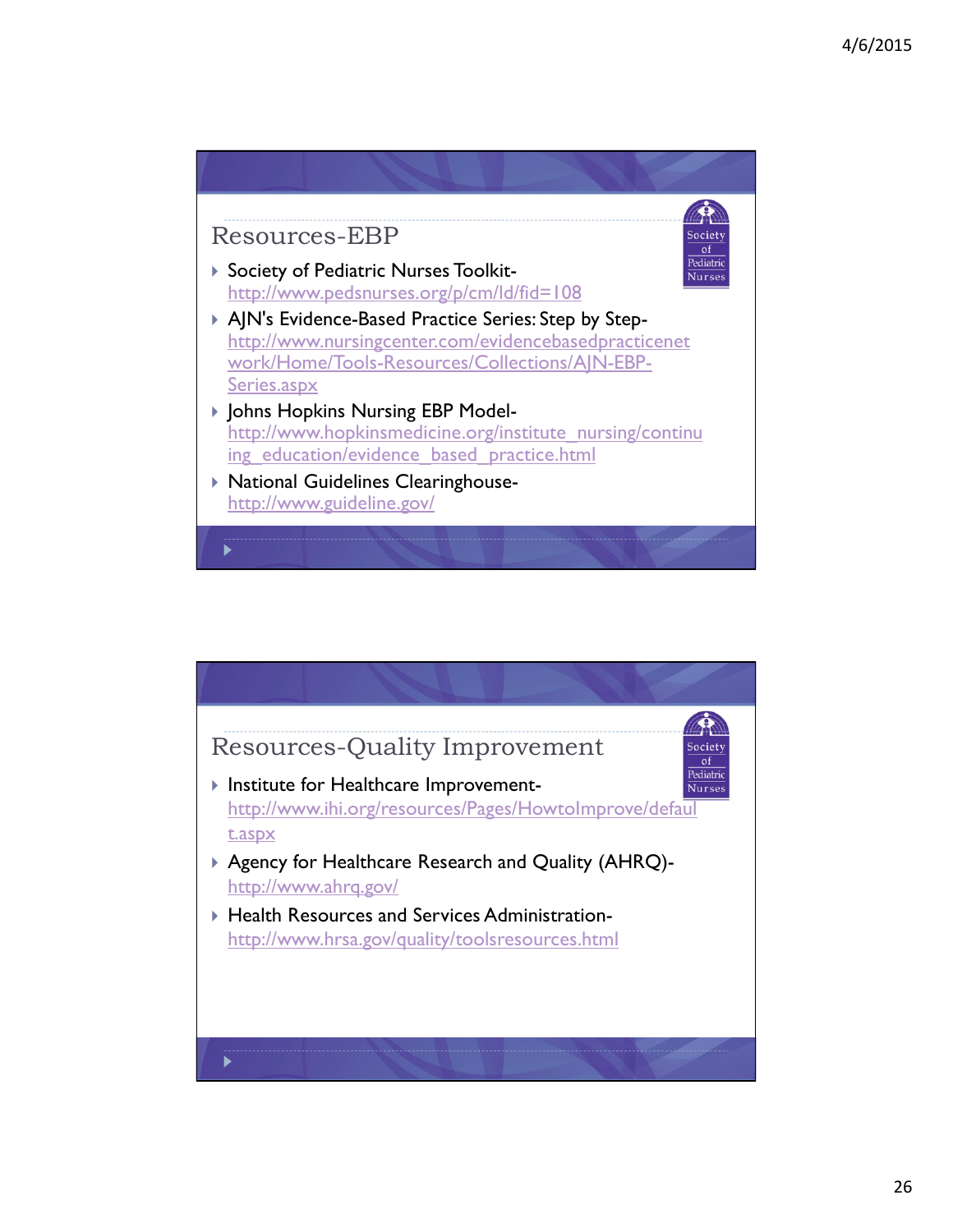## Resources-EBP

- Society of Pediatric Nurses Toolkit- http://www.pedsnurses.org/p/cm/ld/fid=108
- AJN's Evidence-Based Practice Series: Step by Step- http://www.nursingcenter.com/evidencebasedpracticenetwork/Home/Tools-Resources/Collections/AJN-EBP-Series.aspx
- Johns Hopkins Nursing EBP Model- http://www.hopkinsmedicine.org/institute_nursing/continuing_education/evidence_based_practice.html
- National Guidelines Clearinghouse- http://www.guideline.gov/

## Resources-Quality Improvement

- Institute for Healthcare Improvement- http://www.ihi.org/resources/Pages/HowtoImprove/default.aspx
- Agency for Healthcare Research and Quality (AHRQ)- http://www.ahrq.gov/
- Health Resources and Services Administration- http://www.hrsa.gov/quality/toolsresources.html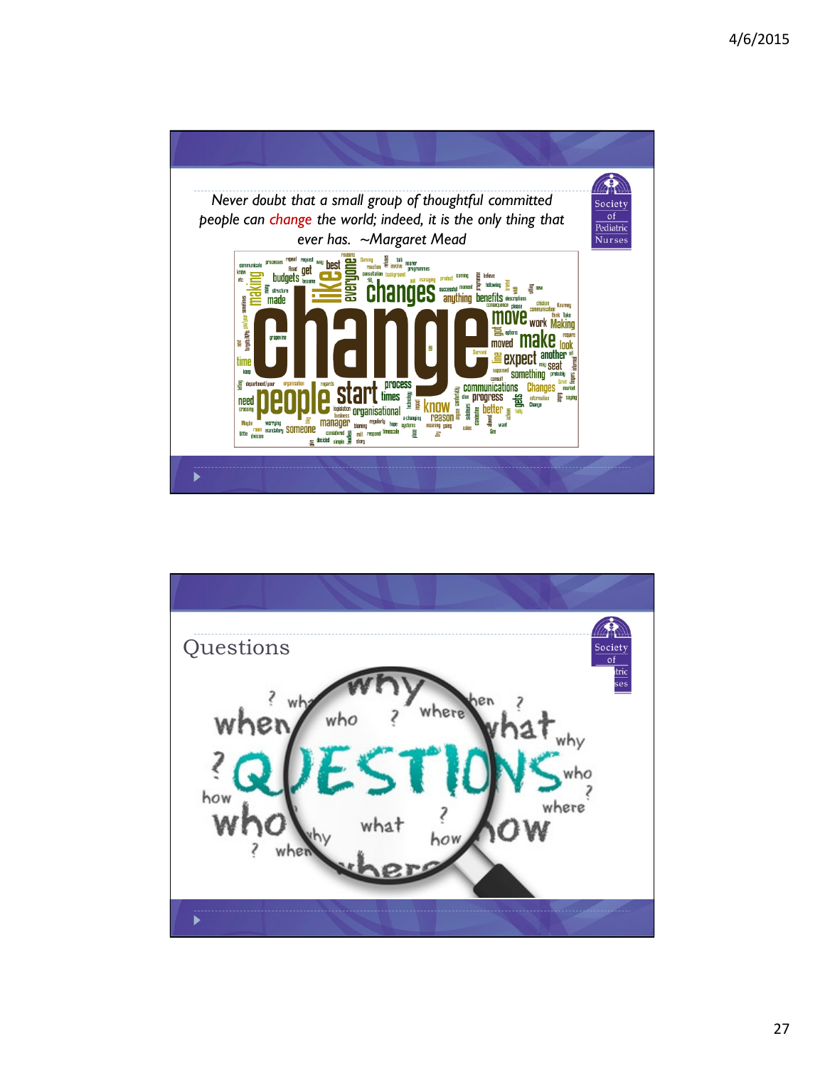Never doubt that a small group of thoughtful committed people can change the world; indeed, it is the only thing that ever has. ~Margaret Mead

# Questions